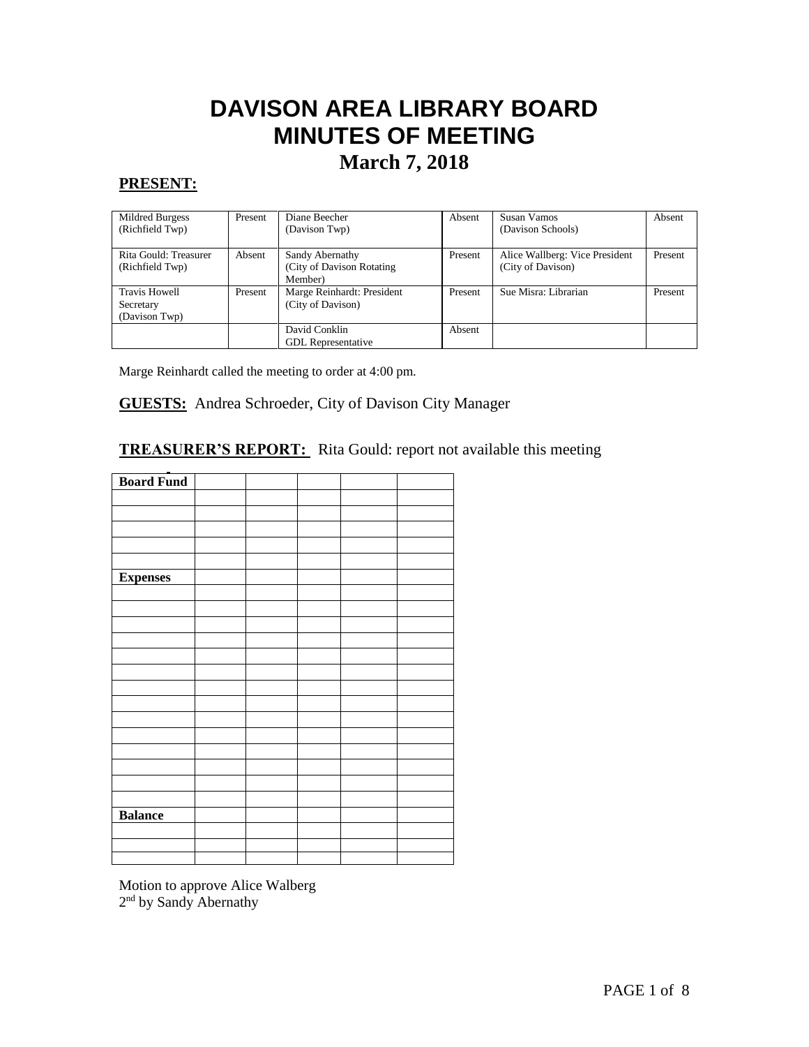# DAVISON AREA LIBRARY BOARD
# MINUTES OF MEETING
## March 7, 2018

**PRESENT:**

| | | | | | |
|---|---|---|---|---|---|
| Mildred Burgess (Richfield Twp) | Present | Diane Beecher (Davison Twp) | Absent | Susan Vamos (Davison Schools) | Absent |
| Rita Gould: Treasurer (Richfield Twp) | Absent | Sandy Abernathy (City of Davison Rotating Member) | Present | Alice Wallberg: Vice President (City of Davison) | Present |
| Travis Howell Secretary (Davison Twp) | Present | Marge Reinhardt: President (City of Davison) | Present | Sue Misra: Librarian | Present |
| | | David Conklin GDL Representative | Absent | | |

Marge Reinhardt called the meeting to order at 4:00 pm.

**GUESTS:** Andrea Schroeder, City of Davison City Manager

**TREASURER'S REPORT:** Rita Gould: report not available this meeting

| **Board Fund** | | | | | |
|---|---|---|---|---|---|
| | | | | | |
| | | | | | |
| | | | | | |
| | | | | | |
| | | | | | |
| **Expenses** | | | | | |
| | | | | | |
| | | | | | |
| | | | | | |
| | | | | | |
| | | | | | |
| | | | | | |
| | | | | | |
| | | | | | |
| | | | | | |
| | | | | | |
| | | | | | |
| | | | | | |
| | | | | | |
| | | | | | |
| **Balance** | | | | | |
| | | | | | |
| | | | | | |
| | | | | | |

Motion to approve Alice Walberg
2nd by Sandy Abernathy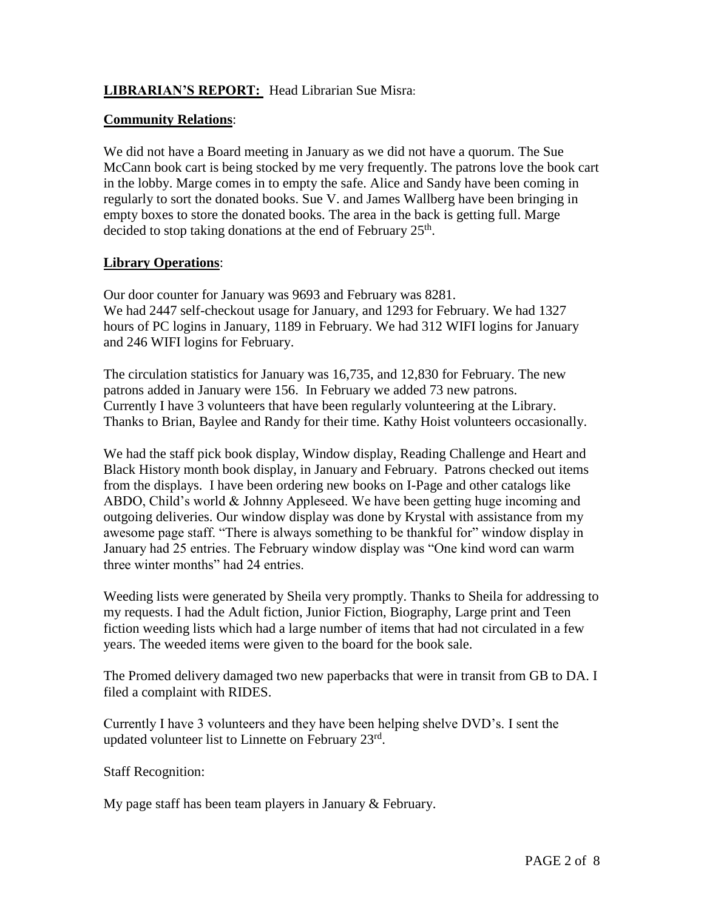**LIBRARIAN'S REPORT:** Head Librarian Sue Misra:

**Community Relations**:

We did not have a Board meeting in January as we did not have a quorum. The Sue McCann book cart is being stocked by me very frequently. The patrons love the book cart in the lobby. Marge comes in to empty the safe. Alice and Sandy have been coming in regularly to sort the donated books. Sue V. and James Wallberg have been bringing in empty boxes to store the donated books. The area in the back is getting full. Marge decided to stop taking donations at the end of February 25th.

**Library Operations**:

Our door counter for January was 9693 and February was 8281.
We had 2447 self-checkout usage for January, and 1293 for February. We had 1327 hours of PC logins in January, 1189 in February. We had 312 WIFI logins for January and 246 WIFI logins for February.

The circulation statistics for January was 16,735, and 12,830 for February. The new patrons added in January were 156. In February we added 73 new patrons.
Currently I have 3 volunteers that have been regularly volunteering at the Library. Thanks to Brian, Baylee and Randy for their time. Kathy Hoist volunteers occasionally.

We had the staff pick book display, Window display, Reading Challenge and Heart and Black History month book display, in January and February. Patrons checked out items from the displays. I have been ordering new books on I-Page and other catalogs like ABDO, Child's world & Johnny Appleseed. We have been getting huge incoming and outgoing deliveries. Our window display was done by Krystal with assistance from my awesome page staff. "There is always something to be thankful for" window display in January had 25 entries. The February window display was "One kind word can warm three winter months" had 24 entries.

Weeding lists were generated by Sheila very promptly. Thanks to Sheila for addressing to my requests. I had the Adult fiction, Junior Fiction, Biography, Large print and Teen fiction weeding lists which had a large number of items that had not circulated in a few years. The weeded items were given to the board for the book sale.

The Promed delivery damaged two new paperbacks that were in transit from GB to DA. I filed a complaint with RIDES.

Currently I have 3 volunteers and they have been helping shelve DVD's. I sent the updated volunteer list to Linnette on February 23rd.

Staff Recognition:

My page staff has been team players in January & February.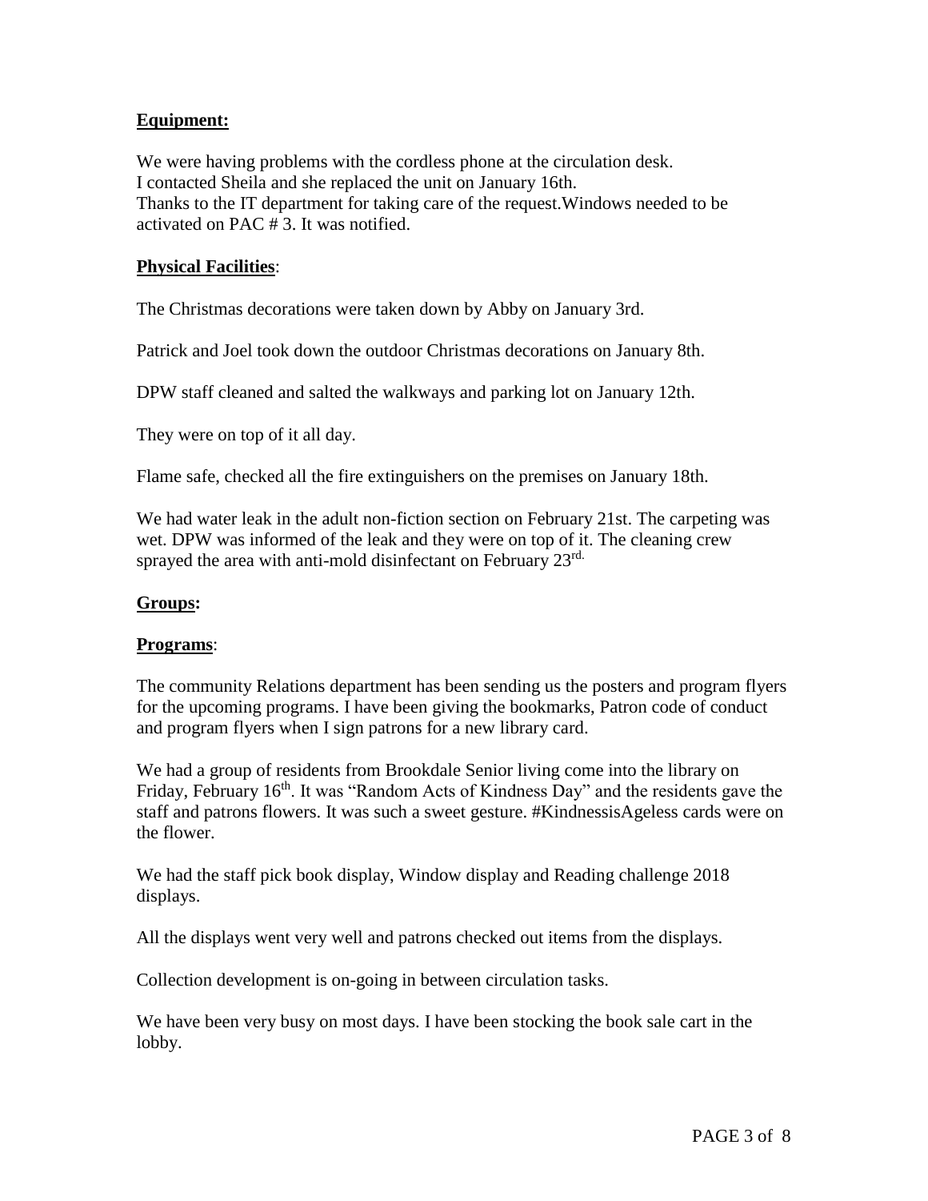**Equipment:**

We were having problems with the cordless phone at the circulation desk.
I contacted Sheila and she replaced the unit on January 16th.
Thanks to the IT department for taking care of the request.Windows needed to be activated on PAC # 3. It was notified.

**Physical Facilities**:

The Christmas decorations were taken down by Abby on January 3rd.

Patrick and Joel took down the outdoor Christmas decorations on January 8th.

DPW staff cleaned and salted the walkways and parking lot on January 12th.

They were on top of it all day.

Flame safe, checked all the fire extinguishers on the premises on January 18th.

We had water leak in the adult non-fiction section on February 21st. The carpeting was wet. DPW was informed of the leak and they were on top of it. The cleaning crew sprayed the area with anti-mold disinfectant on February 23rd.

**Groups:**

**Programs**:

The community Relations department has been sending us the posters and program flyers for the upcoming programs. I have been giving the bookmarks, Patron code of conduct and program flyers when I sign patrons for a new library card.

We had a group of residents from Brookdale Senior living come into the library on Friday, February 16th. It was "Random Acts of Kindness Day" and the residents gave the staff and patrons flowers. It was such a sweet gesture. #KindnessisAgeless cards were on the flower.

We had the staff pick book display, Window display and Reading challenge 2018 displays.

All the displays went very well and patrons checked out items from the displays.

Collection development is on-going in between circulation tasks.

We have been very busy on most days. I have been stocking the book sale cart in the lobby.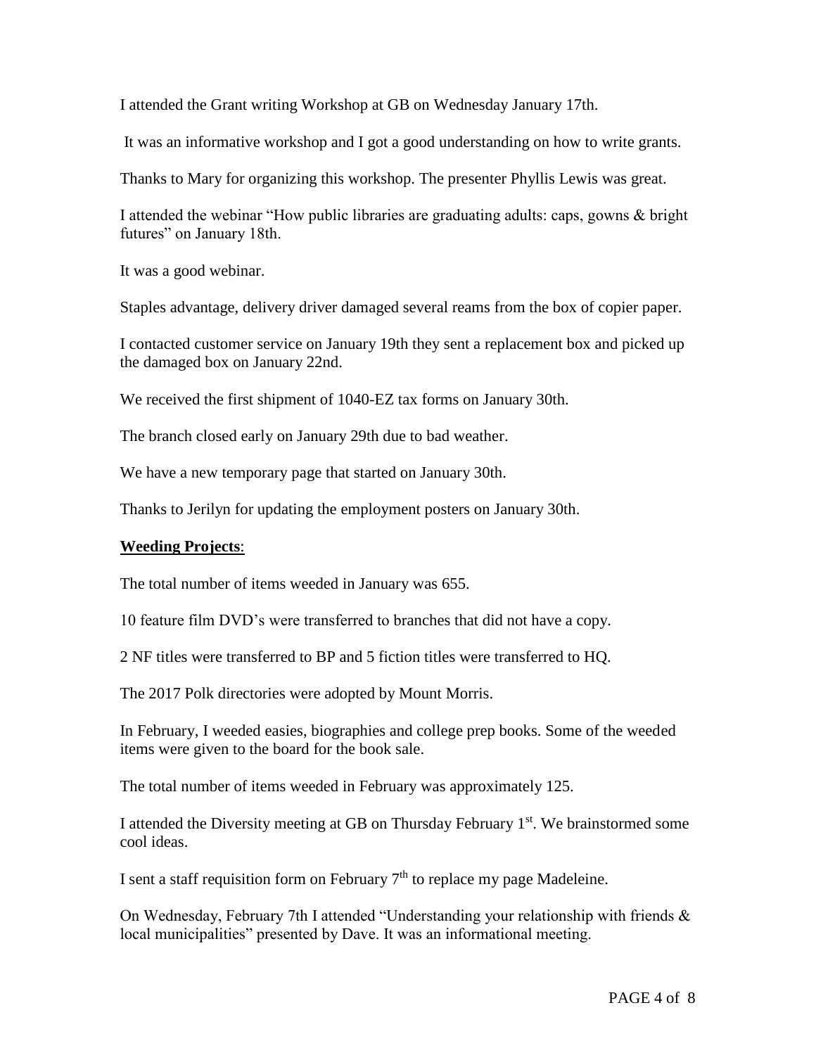I attended the Grant writing Workshop at GB on Wednesday January 17th.

It was an informative workshop and I got a good understanding on how to write grants.

Thanks to Mary for organizing this workshop. The presenter Phyllis Lewis was great.

I attended the webinar "How public libraries are graduating adults: caps, gowns & bright futures" on January 18th.

It was a good webinar.

Staples advantage, delivery driver damaged several reams from the box of copier paper.

I contacted customer service on January 19th they sent a replacement box and picked up the damaged box on January 22nd.

We received the first shipment of 1040-EZ tax forms on January 30th.

The branch closed early on January 29th due to bad weather.

We have a new temporary page that started on January 30th.

Thanks to Jerilyn for updating the employment posters on January 30th.

**Weeding Projects**:

The total number of items weeded in January was 655.

10 feature film DVD's were transferred to branches that did not have a copy.

2 NF titles were transferred to BP and 5 fiction titles were transferred to HQ.

The 2017 Polk directories were adopted by Mount Morris.

In February, I weeded easies, biographies and college prep books. Some of the weeded items were given to the board for the book sale.

The total number of items weeded in February was approximately 125.

I attended the Diversity meeting at GB on Thursday February 1st. We brainstormed some cool ideas.

I sent a staff requisition form on February 7th to replace my page Madeleine.

On Wednesday, February 7th I attended "Understanding your relationship with friends & local municipalities" presented by Dave. It was an informational meeting.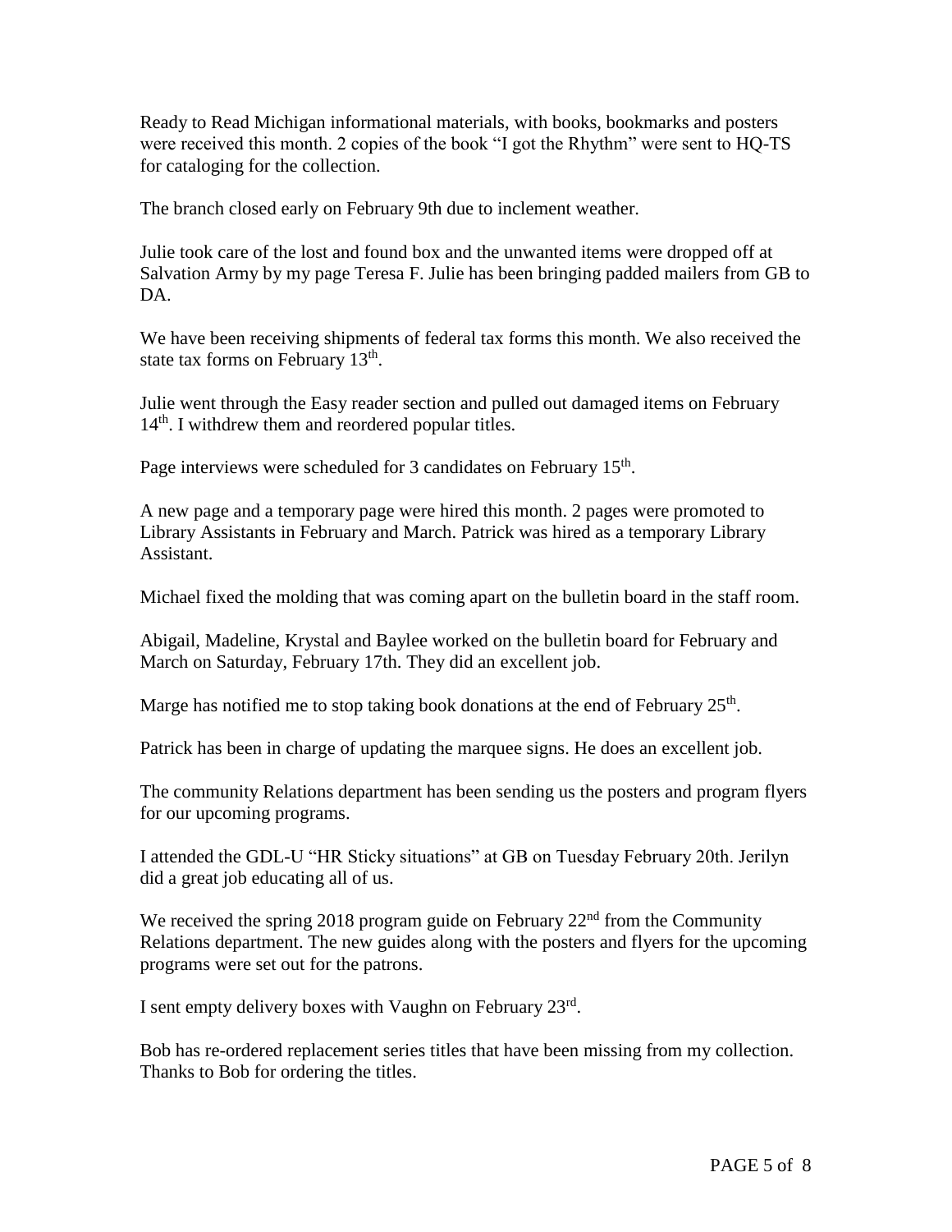Ready to Read Michigan informational materials, with books, bookmarks and posters were received this month. 2 copies of the book "I got the Rhythm" were sent to HQ-TS for cataloging for the collection.

The branch closed early on February 9th due to inclement weather.

Julie took care of the lost and found box and the unwanted items were dropped off at Salvation Army by my page Teresa F. Julie has been bringing padded mailers from GB to DA.

We have been receiving shipments of federal tax forms this month. We also received the state tax forms on February 13th.

Julie went through the Easy reader section and pulled out damaged items on February 14th. I withdrew them and reordered popular titles.

Page interviews were scheduled for 3 candidates on February 15th.

A new page and a temporary page were hired this month. 2 pages were promoted to Library Assistants in February and March. Patrick was hired as a temporary Library Assistant.

Michael fixed the molding that was coming apart on the bulletin board in the staff room.

Abigail, Madeline, Krystal and Baylee worked on the bulletin board for February and March on Saturday, February 17th. They did an excellent job.

Marge has notified me to stop taking book donations at the end of February 25th.

Patrick has been in charge of updating the marquee signs. He does an excellent job.

The community Relations department has been sending us the posters and program flyers for our upcoming programs.

I attended the GDL-U "HR Sticky situations" at GB on Tuesday February 20th. Jerilyn did a great job educating all of us.

We received the spring 2018 program guide on February 22nd from the Community Relations department. The new guides along with the posters and flyers for the upcoming programs were set out for the patrons.

I sent empty delivery boxes with Vaughn on February 23rd.

Bob has re-ordered replacement series titles that have been missing from my collection. Thanks to Bob for ordering the titles.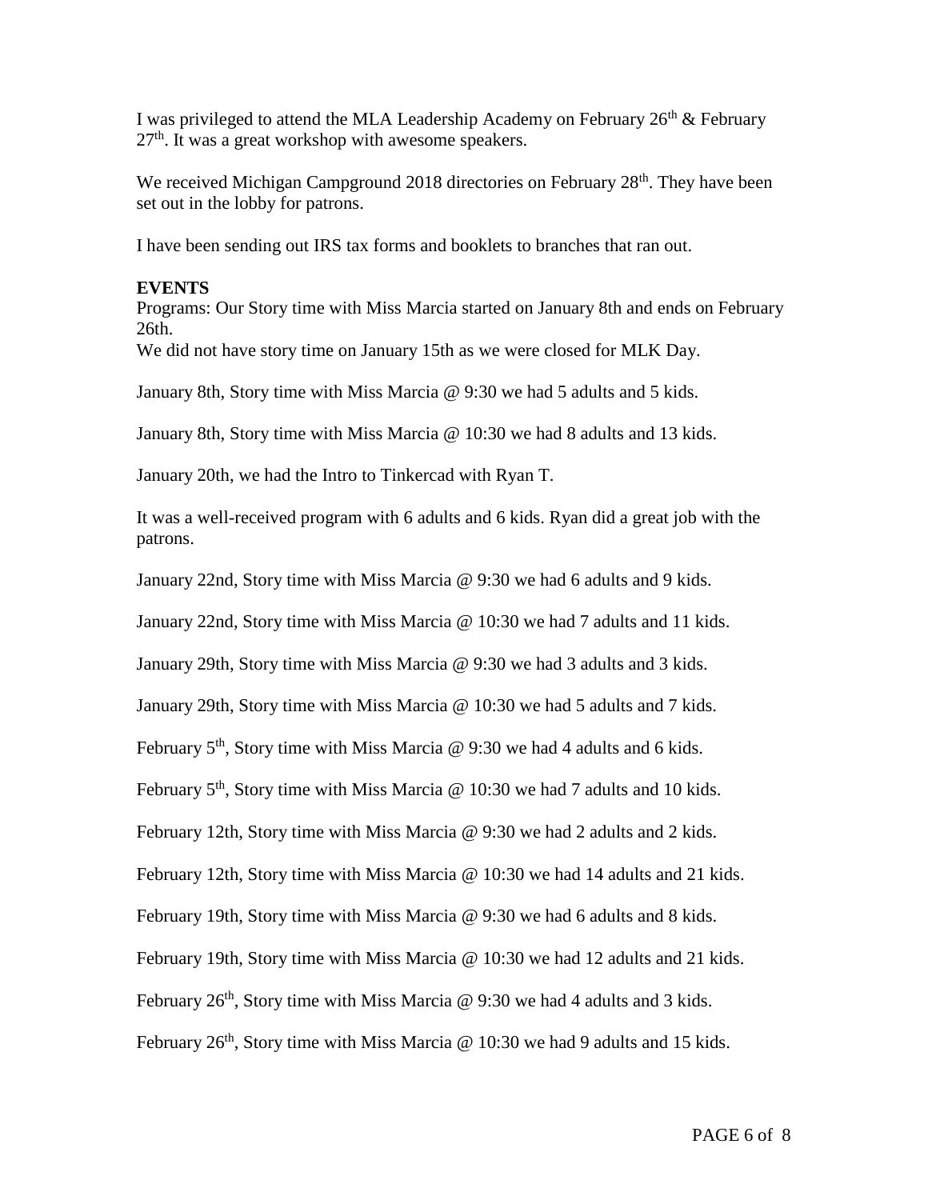I was privileged to attend the MLA Leadership Academy on February 26th & February 27th. It was a great workshop with awesome speakers.

We received Michigan Campground 2018 directories on February 28th. They have been set out in the lobby for patrons.

I have been sending out IRS tax forms and booklets to branches that ran out.

**EVENTS**

Programs: Our Story time with Miss Marcia started on January 8th and ends on February 26th.

We did not have story time on January 15th as we were closed for MLK Day.

January 8th, Story time with Miss Marcia @ 9:30 we had 5 adults and 5 kids.

January 8th, Story time with Miss Marcia @ 10:30 we had 8 adults and 13 kids.

January 20th, we had the Intro to Tinkercad with Ryan T.

It was a well-received program with 6 adults and 6 kids. Ryan did a great job with the patrons.

January 22nd, Story time with Miss Marcia @ 9:30 we had 6 adults and 9 kids.

January 22nd, Story time with Miss Marcia @ 10:30 we had 7 adults and 11 kids.

January 29th, Story time with Miss Marcia @ 9:30 we had 3 adults and 3 kids.

January 29th, Story time with Miss Marcia @ 10:30 we had 5 adults and 7 kids.

February 5th, Story time with Miss Marcia @ 9:30 we had 4 adults and 6 kids.

February 5th, Story time with Miss Marcia @ 10:30 we had 7 adults and 10 kids.

February 12th, Story time with Miss Marcia @ 9:30 we had 2 adults and 2 kids.

February 12th, Story time with Miss Marcia @ 10:30 we had 14 adults and 21 kids.

February 19th, Story time with Miss Marcia @ 9:30 we had 6 adults and 8 kids.

February 19th, Story time with Miss Marcia @ 10:30 we had 12 adults and 21 kids.

February 26th, Story time with Miss Marcia @ 9:30 we had 4 adults and 3 kids.

February 26th, Story time with Miss Marcia @ 10:30 we had 9 adults and 15 kids.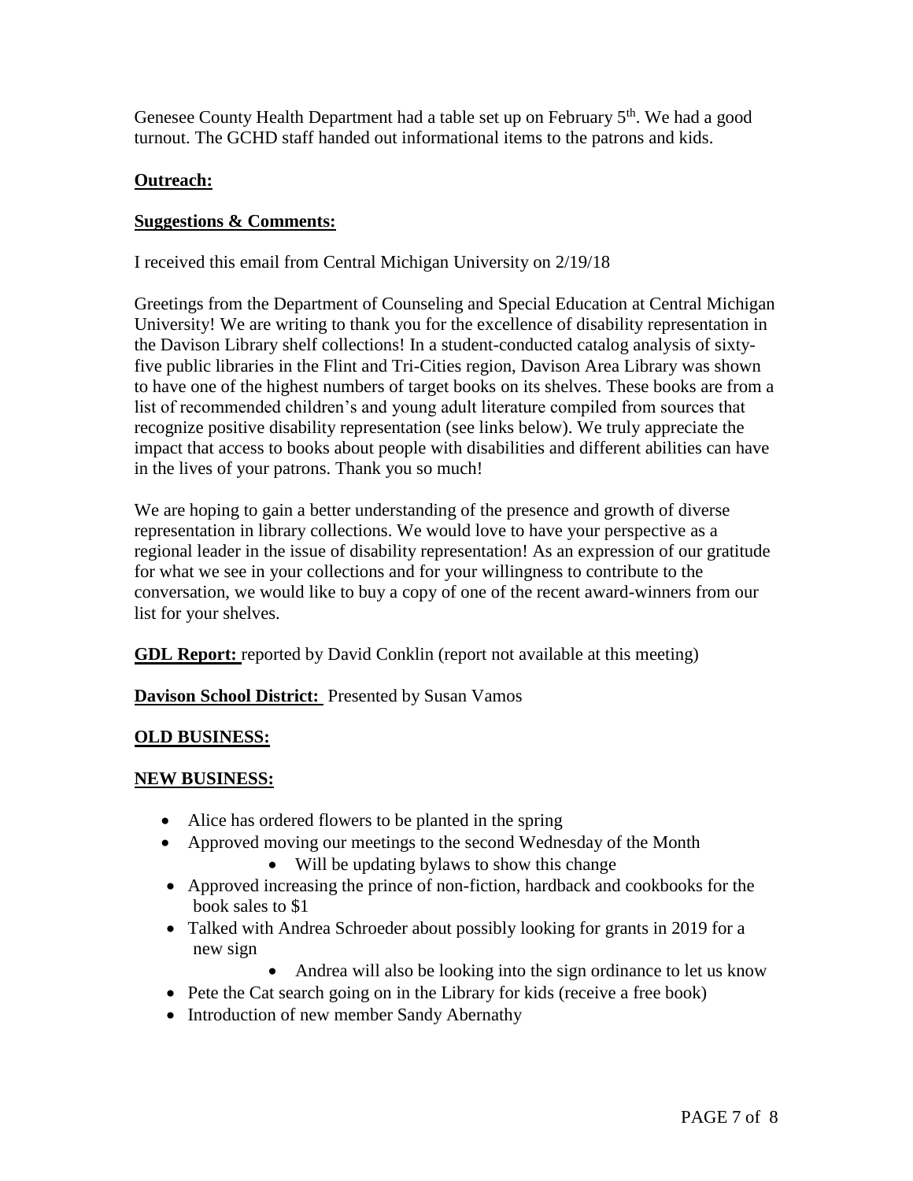Genesee County Health Department had a table set up on February 5th. We had a good turnout. The GCHD staff handed out informational items to the patrons and kids.

**Outreach:**

**Suggestions & Comments:**

I received this email from Central Michigan University on 2/19/18

Greetings from the Department of Counseling and Special Education at Central Michigan University! We are writing to thank you for the excellence of disability representation in the Davison Library shelf collections! In a student-conducted catalog analysis of sixty-five public libraries in the Flint and Tri-Cities region, Davison Area Library was shown to have one of the highest numbers of target books on its shelves. These books are from a list of recommended children's and young adult literature compiled from sources that recognize positive disability representation (see links below). We truly appreciate the impact that access to books about people with disabilities and different abilities can have in the lives of your patrons. Thank you so much!

We are hoping to gain a better understanding of the presence and growth of diverse representation in library collections. We would love to have your perspective as a regional leader in the issue of disability representation! As an expression of our gratitude for what we see in your collections and for your willingness to contribute to the conversation, we would like to buy a copy of one of the recent award-winners from our list for your shelves.

**GDL Report:** reported by David Conklin (report not available at this meeting)

**Davison School District:** Presented by Susan Vamos

**OLD BUSINESS:**

**NEW BUSINESS:**

- Alice has ordered flowers to be planted in the spring
- Approved moving our meetings to the second Wednesday of the Month
  - Will be updating bylaws to show this change
- Approved increasing the prince of non-fiction, hardback and cookbooks for the book sales to $1
- Talked with Andrea Schroeder about possibly looking for grants in 2019 for a new sign
  - Andrea will also be looking into the sign ordinance to let us know
- Pete the Cat search going on in the Library for kids (receive a free book)
- Introduction of new member Sandy Abernathy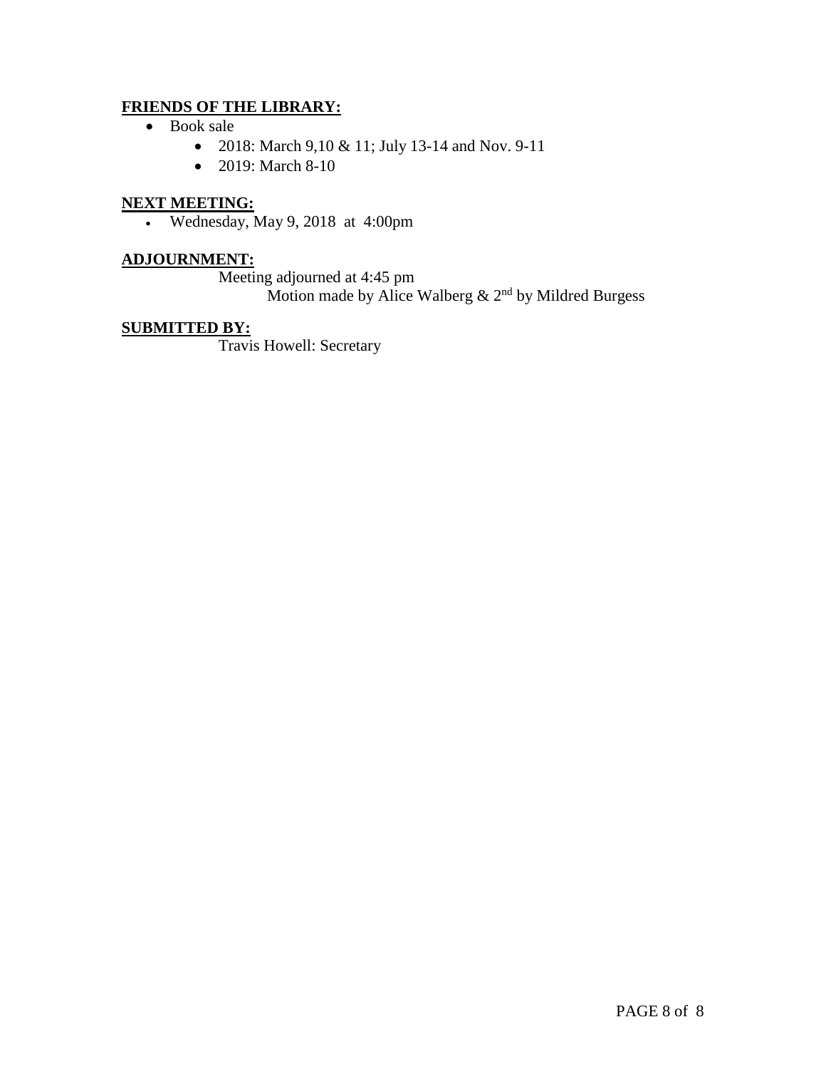**FRIENDS OF THE LIBRARY:**

- Book sale
  - 2018: March 9,10 & 11; July 13-14 and Nov. 9-11
  - 2019: March 8-10

**NEXT MEETING:**

- Wednesday, May 9, 2018 at 4:00pm

**ADJOURNMENT:**

Meeting adjourned at 4:45 pm

Motion made by Alice Walberg & 2nd by Mildred Burgess

**SUBMITTED BY:**

Travis Howell: Secretary